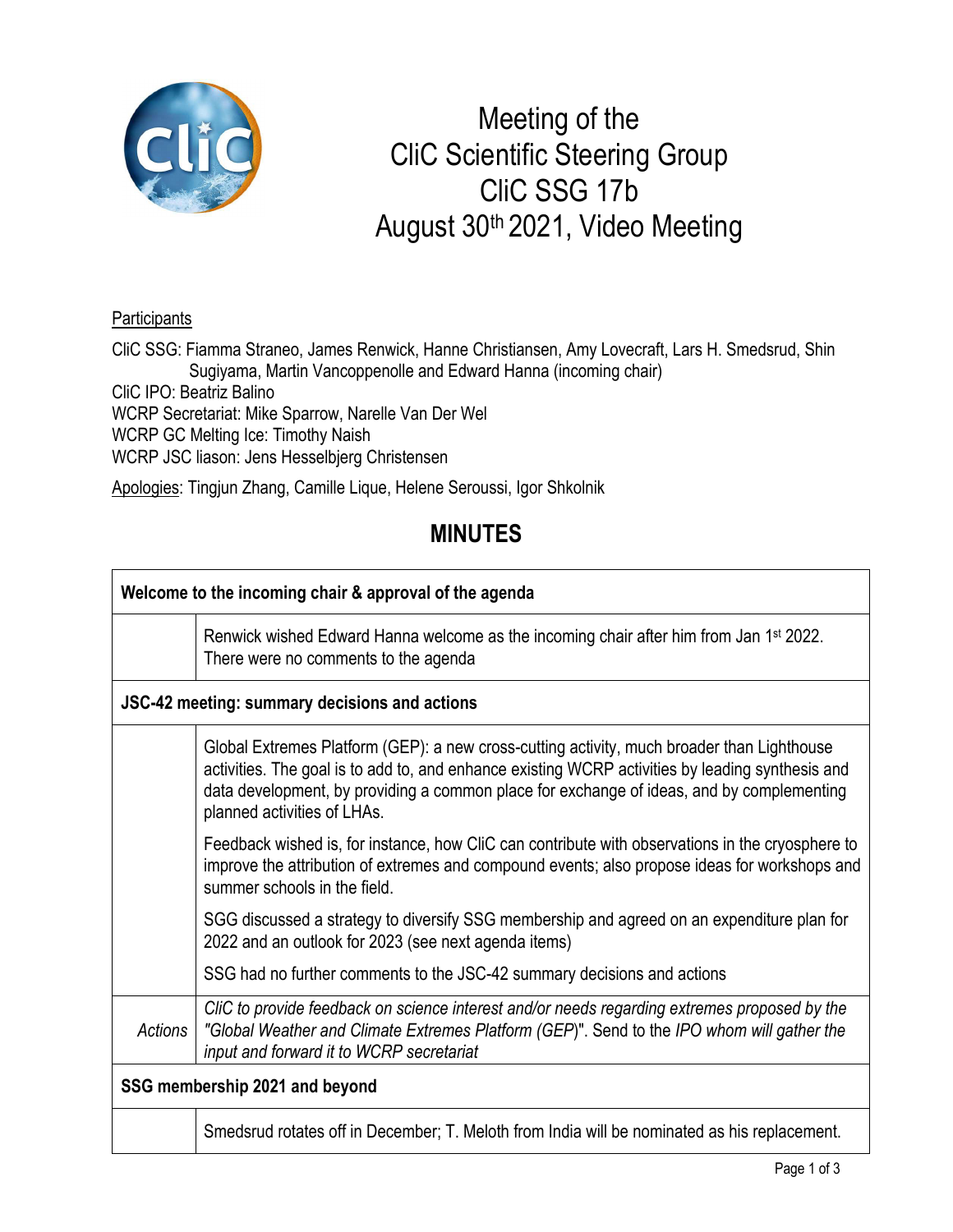# Meeting of the CliC Scientific Steering Group CliC SSG 17b August 30th 2021, Video Meeting

Participants

CliC SSG: Fiamma Straneo, James Renwick, Hanne Christiansen, Amy Lovecraft, Lars H. Smedsrud, Shin Sugiyama, Martin Vancoppenolle and Edward Hanna (incoming chair)
CliC IPO: Beatriz Balino
WCRP Secretariat: Mike Sparrow, Narelle Van Der Wel
WCRP GC Melting Ice: Timothy Naish
WCRP JSC liason: Jens Hesselbjerg Christensen

Apologies: Tingjun Zhang, Camille Lique, Helene Seroussi, Igor Shkolnik

## MINUTES

| **Welcome to the incoming chair & approval of the agenda** | |
|---|---|
| | Renwick wished Edward Hanna welcome as the incoming chair after him from Jan 1st 2022. There were no comments to the agenda |
| **JSC-42 meeting: summary decisions and actions** | |
| | Global Extremes Platform (GEP): a new cross-cutting activity, much broader than Lighthouse activities. The goal is to add to, and enhance existing WCRP activities by leading synthesis and data development, by providing a common place for exchange of ideas, and by complementing planned activities of LHAs.<br><br>Feedback wished is, for instance, how CliC can contribute with observations in the cryosphere to improve the attribution of extremes and compound events; also propose ideas for workshops and summer schools in the field.<br><br>SGG discussed a strategy to diversify SSG membership and agreed on an expenditure plan for 2022 and an outlook for 2023 (see next agenda items)<br><br>SSG had no further comments to the JSC-42 summary decisions and actions |
| *Actions* | *CliC to provide feedback on science interest and/or needs regarding extremes proposed by the "Global Weather and Climate Extremes Platform (GEP)". Send to the IPO whom will gather the input and forward it to WCRP secretariat* |
| **SSG membership 2021 and beyond** | |
| | Smedsrud rotates off in December; T. Meloth from India will be nominated as his replacement. |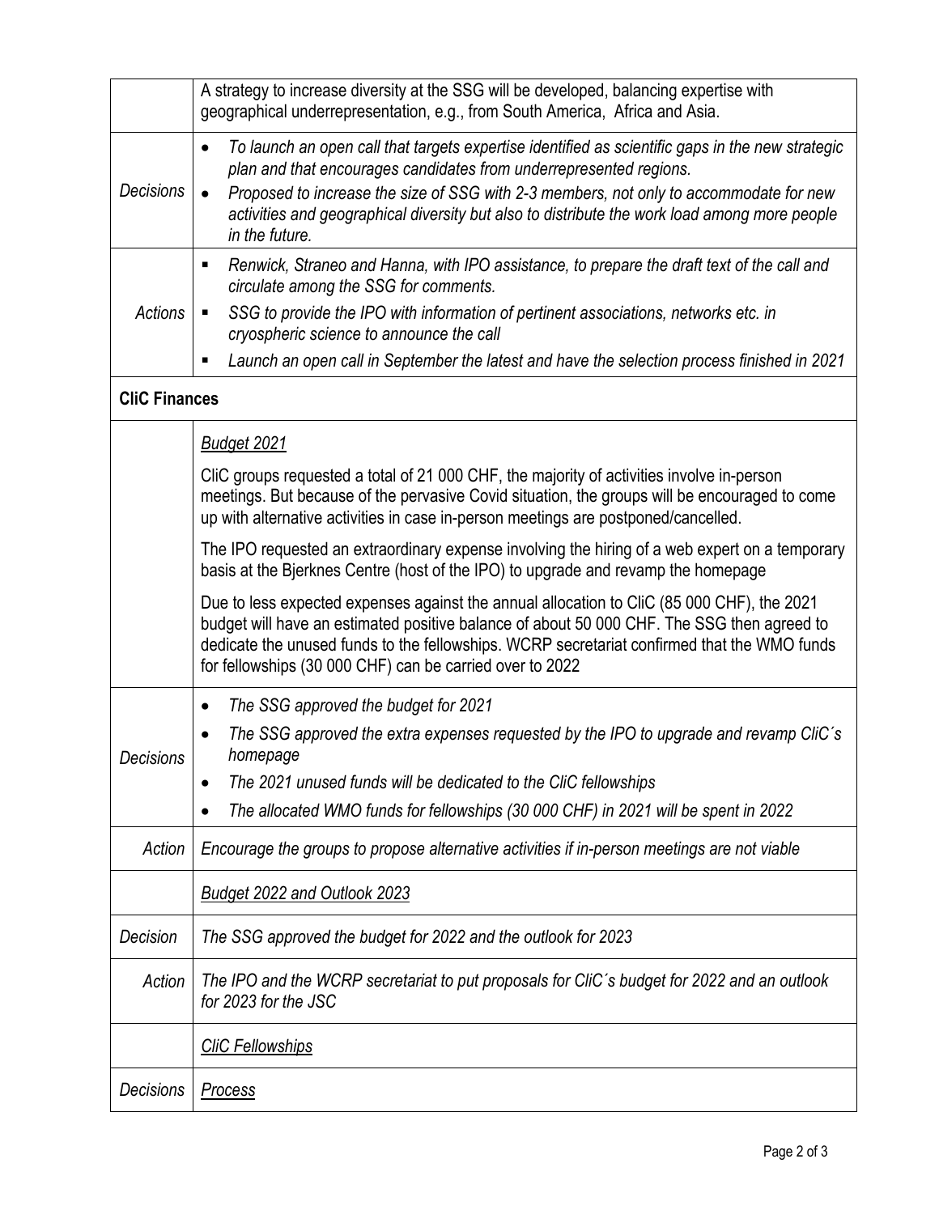| | |
|---|---|
| | A strategy to increase diversity at the SSG will be developed, balancing expertise with geographical underrepresentation, e.g., from South America, Africa and Asia. |
| *Decisions* | • *To launch an open call that targets expertise identified as scientific gaps in the new strategic plan and that encourages candidates from underrepresented regions.*<br>• *Proposed to increase the size of SSG with 2-3 members, not only to accommodate for new activities and geographical diversity but also to distribute the work load among more people in the future.* |
| *Actions* | ▪ *Renwick, Straneo and Hanna, with IPO assistance, to prepare the draft text of the call and circulate among the SSG for comments.*<br>▪ *SSG to provide the IPO with information of pertinent associations, networks etc. in cryospheric science to announce the call*<br>▪ *Launch an open call in September the latest and have the selection process finished in 2021* |
| **CliC Finances** | |
| | <u>*Budget 2021*</u><br><br>CliC groups requested a total of 21 000 CHF, the majority of activities involve in-person meetings. But because of the pervasive Covid situation, the groups will be encouraged to come up with alternative activities in case in-person meetings are postponed/cancelled.<br><br>The IPO requested an extraordinary expense involving the hiring of a web expert on a temporary basis at the Bjerknes Centre (host of the IPO) to upgrade and revamp the homepage<br><br>Due to less expected expenses against the annual allocation to CliC (85 000 CHF), the 2021 budget will have an estimated positive balance of about 50 000 CHF. The SSG then agreed to dedicate the unused funds to the fellowships. WCRP secretariat confirmed that the WMO funds for fellowships (30 000 CHF) can be carried over to 2022 |
| *Decisions* | • *The SSG approved the budget for 2021*<br>• *The SSG approved the extra expenses requested by the IPO to upgrade and revamp CliC´s homepage*<br>• *The 2021 unused funds will be dedicated to the CliC fellowships*<br>• *The allocated WMO funds for fellowships (30 000 CHF) in 2021 will be spent in 2022* |
| *Action* | *Encourage the groups to propose alternative activities if in-person meetings are not viable* |
| | <u>*Budget 2022 and Outlook 2023*</u> |
| *Decision* | *The SSG approved the budget for 2022 and the outlook for 2023* |
| *Action* | *The IPO and the WCRP secretariat to put proposals for CliC´s budget for 2022 and an outlook for 2023 for the JSC* |
| | <u>*CliC Fellowships*</u> |
| *Decisions* | <u>*Process*</u> |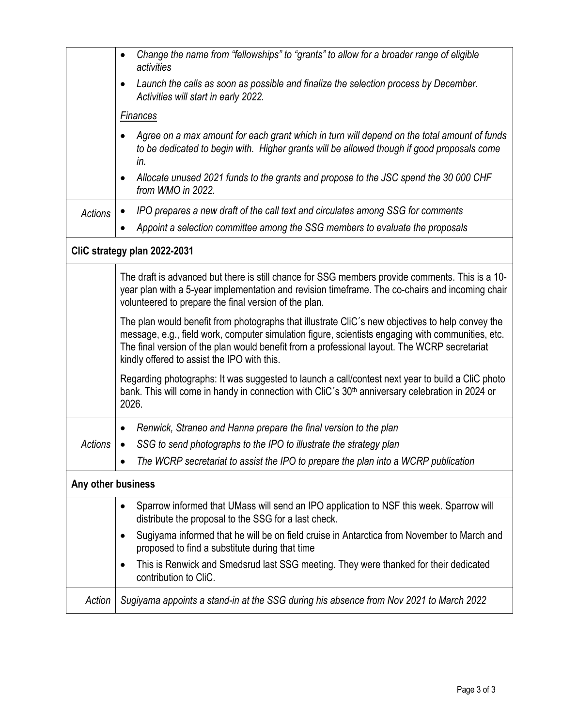| | |
|---|---|
| | • *Change the name from "fellowships" to "grants" to allow for a broader range of eligible activities*<br>• *Launch the calls as soon as possible and finalize the selection process by December. Activities will start in early 2022.*<br><br>*Finances*<br><br>• *Agree on a max amount for each grant which in turn will depend on the total amount of funds to be dedicated to begin with. Higher grants will be allowed though if good proposals come in.*<br>• *Allocate unused 2021 funds to the grants and propose to the JSC spend the 30 000 CHF from WMO in 2022.* |
| *Actions* | • *IPO prepares a new draft of the call text and circulates among SSG for comments*<br>• *Appoint a selection committee among the SSG members to evaluate the proposals* |
| **CliC strategy plan 2022-2031** | |
| | The draft is advanced but there is still chance for SSG members provide comments. This is a 10-year plan with a 5-year implementation and revision timeframe. The co-chairs and incoming chair volunteered to prepare the final version of the plan.<br><br>The plan would benefit from photographs that illustrate CliC´s new objectives to help convey the message, e.g., field work, computer simulation figure, scientists engaging with communities, etc. The final version of the plan would benefit from a professional layout. The WCRP secretariat kindly offered to assist the IPO with this.<br><br>Regarding photographs: It was suggested to launch a call/contest next year to build a CliC photo bank. This will come in handy in connection with CliC´s 30th anniversary celebration in 2024 or 2026. |
| *Actions* | • *Renwick, Straneo and Hanna prepare the final version to the plan*<br>• *SSG to send photographs to the IPO to illustrate the strategy plan*<br>• *The WCRP secretariat to assist the IPO to prepare the plan into a WCRP publication* |
| **Any other business** | |
| | • Sparrow informed that UMass will send an IPO application to NSF this week. Sparrow will distribute the proposal to the SSG for a last check.<br>• Sugiyama informed that he will be on field cruise in Antarctica from November to March and proposed to find a substitute during that time<br>• This is Renwick and Smedsrud last SSG meeting. They were thanked for their dedicated contribution to CliC. |
| *Action* | *Sugiyama appoints a stand-in at the SSG during his absence from Nov 2021 to March 2022* |